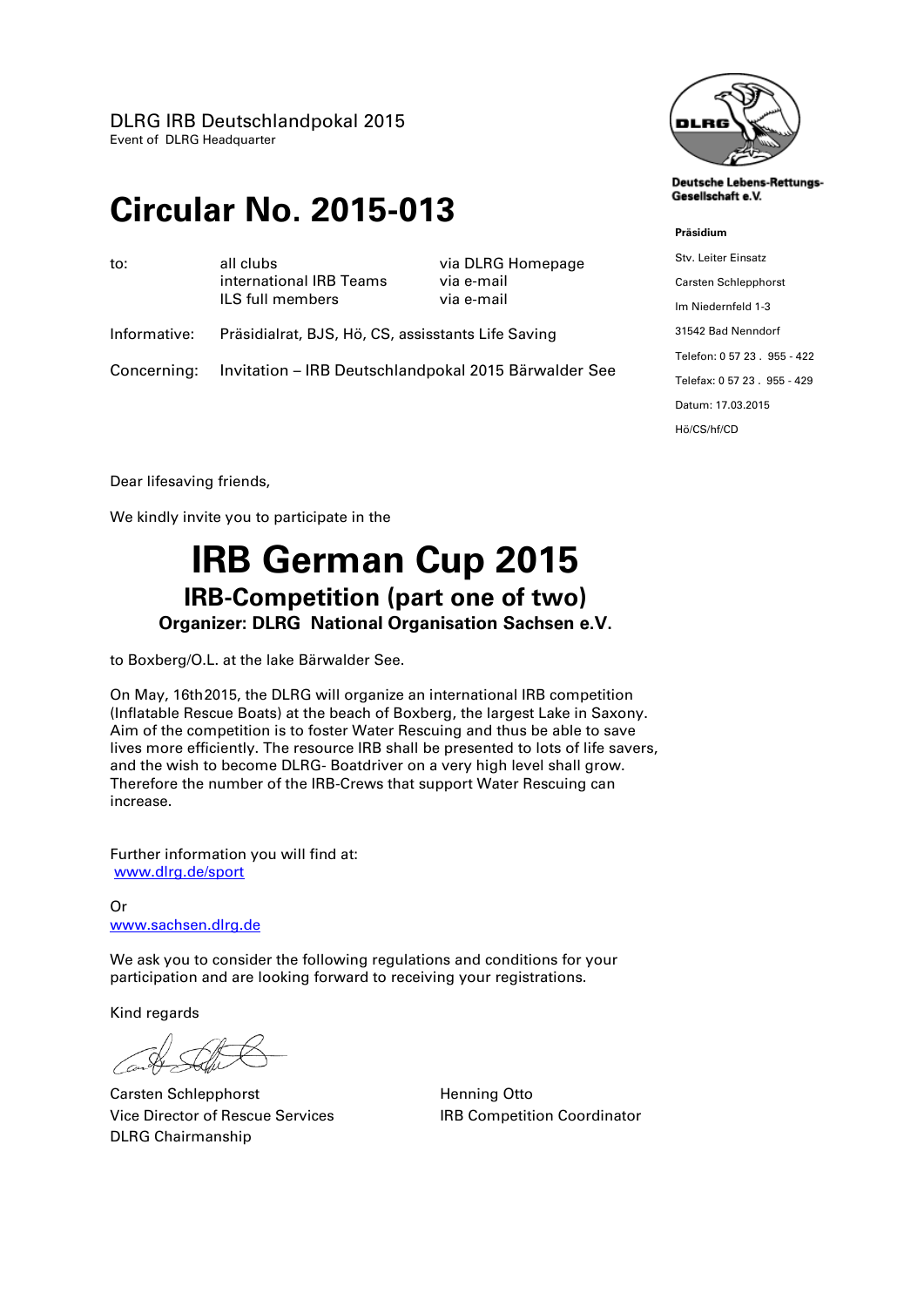DLRG IRB Deutschlandpokal 2015
Event of DLRG Headquarter

Deutsche Lebens-Rettungs-Gesellschaft e.V.

**Präsidium**

Stv. Leiter Einsatz
Carsten Schlepphorst
Im Niedernfeld 1-3
31542 Bad Nenndorf
Telefon: 0 57 23 . 955 - 422
Telefax: 0 57 23 . 955 - 429
Datum: 17.03.2015
Hö/CS/hf/CD

# Circular No. 2015-013

| | | |
|---|---|---|
| to: | all clubs | via DLRG Homepage |
| | international IRB Teams | via e-mail |
| | ILS full members | via e-mail |
| Informative: | Präsidialrat, BJS, Hö, CS, assisstants Life Saving | |
| Concerning: | Invitation – IRB Deutschlandpokal 2015 Bärwalder See | |

Dear lifesaving friends,

We kindly invite you to participate in the

# IRB German Cup 2015

## IRB-Competition (part one of two)

### Organizer: DLRG National Organisation Sachsen e.V.

to Boxberg/O.L. at the lake Bärwalder See.

On May, 16th2015, the DLRG will organize an international IRB competition (Inflatable Rescue Boats) at the beach of Boxberg, the largest Lake in Saxony. Aim of the competition is to foster Water Rescuing and thus be able to save lives more efficiently. The resource IRB shall be presented to lots of life savers, and the wish to become DLRG- Boatdriver on a very high level shall grow. Therefore the number of the IRB-Crews that support Water Rescuing can increase.

Further information you will find at:
www.dlrg.de/sport

Or
www.sachsen.dlrg.de

We ask you to consider the following regulations and conditions for your participation and are looking forward to receiving your registrations.

Kind regards

Carsten Schlepphorst
Vice Director of Rescue Services
DLRG Chairmanship

Henning Otto
IRB Competition Coordinator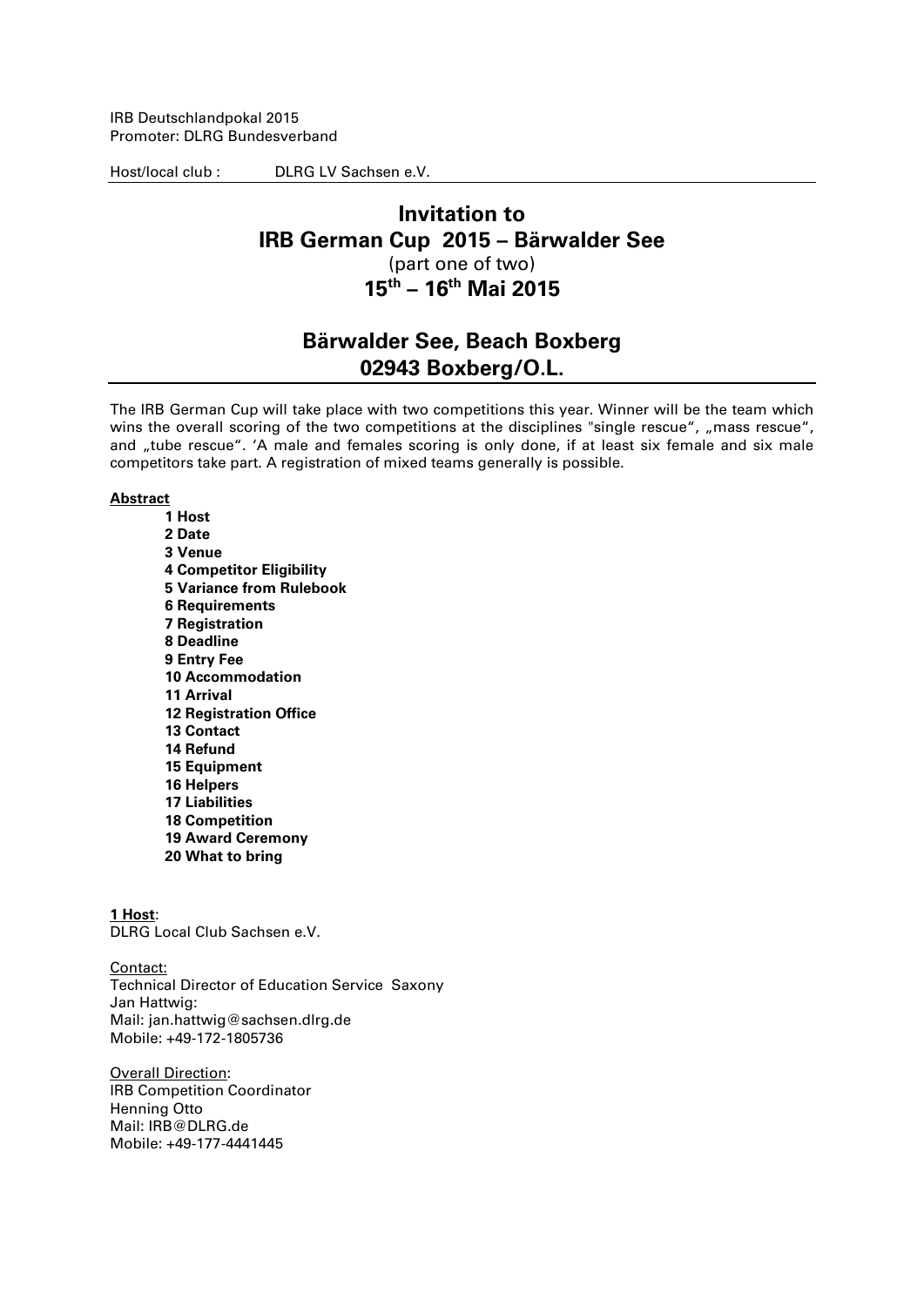IRB Deutschlandpokal 2015
Promoter: DLRG Bundesverband

Host/local club : DLRG LV Sachsen e.V.

# Invitation to IRB German Cup 2015 – Bärwalder See

(part one of two)

## 15th – 16th Mai 2015

## Bärwalder See, Beach Boxberg 02943 Boxberg/O.L.

The IRB German Cup will take place with two competitions this year. Winner will be the team which wins the overall scoring of the two competitions at the disciplines "single rescue", „mass rescue", and „tube rescue". 'A male and females scoring is only done, if at least six female and six male competitors take part. A registration of mixed teams generally is possible.

**Abstract**

**1 Host**
**2 Date**
**3 Venue**
**4 Competitor Eligibility**
**5 Variance from Rulebook**
**6 Requirements**
**7 Registration**
**8 Deadline**
**9 Entry Fee**
**10 Accommodation**
**11 Arrival**
**12 Registration Office**
**13 Contact**
**14 Refund**
**15 Equipment**
**16 Helpers**
**17 Liabilities**
**18 Competition**
**19 Award Ceremony**
**20 What to bring**

**1 Host**:
DLRG Local Club Sachsen e.V.

Contact:
Technical Director of Education Service Saxony
Jan Hattwig:
Mail: jan.hattwig@sachsen.dlrg.de
Mobile: +49-172-1805736

Overall Direction:
IRB Competition Coordinator
Henning Otto
Mail: IRB@DLRG.de
Mobile: +49-177-4441445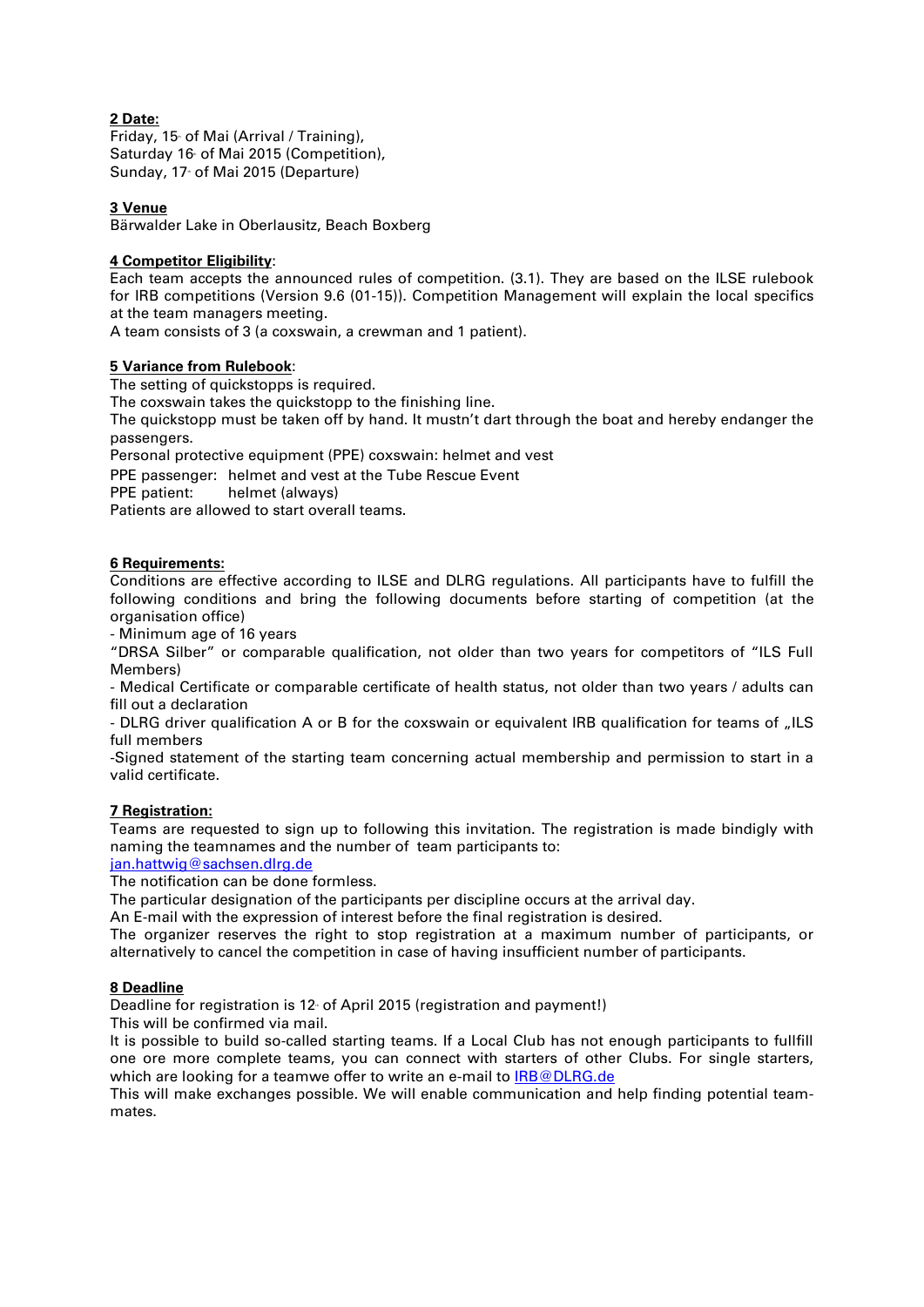**2 Date:**
Friday, 15th of Mai (Arrival / Training),
Saturday 16th of Mai 2015 (Competition),
Sunday, 17th of Mai 2015 (Departure)

**3 Venue**
Bärwalder Lake in Oberlausitz, Beach Boxberg

**4 Competitor Eligibility**:
Each team accepts the announced rules of competition. (3.1). They are based on the ILSE rulebook for IRB competitions (Version 9.6 (01-15)). Competition Management will explain the local specifics at the team managers meeting.
A team consists of 3 (a coxswain, a crewman and 1 patient).

**5 Variance from Rulebook**:
The setting of quickstopps is required.
The coxswain takes the quickstopp to the finishing line.
The quickstopp must be taken off by hand. It mustn't dart through the boat and hereby endanger the passengers.
Personal protective equipment (PPE) coxswain: helmet and vest
PPE passenger: helmet and vest at the Tube Rescue Event
PPE patient: helmet (always)
Patients are allowed to start overall teams.

**6 Requirements:**
Conditions are effective according to ILSE and DLRG regulations. All participants have to fulfill the following conditions and bring the following documents before starting of competition (at the organisation office)
- Minimum age of 16 years
"DRSA Silber" or comparable qualification, not older than two years for competitors of "ILS Full Members)
- Medical Certificate or comparable certificate of health status, not older than two years / adults can fill out a declaration
- DLRG driver qualification A or B for the coxswain or equivalent IRB qualification for teams of „ILS full members
-Signed statement of the starting team concerning actual membership and permission to start in a valid certificate.

**7 Registration:**
Teams are requested to sign up to following this invitation. The registration is made bindigly with naming the teamnames and the number of team participants to:
jan.hattwig@sachsen.dlrg.de
The notification can be done formless.
The particular designation of the participants per discipline occurs at the arrival day.
An E-mail with the expression of interest before the final registration is desired.
The organizer reserves the right to stop registration at a maximum number of participants, or alternatively to cancel the competition in case of having insufficient number of participants.

**8 Deadline**
Deadline for registration is 12th of April 2015 (registration and payment!)
This will be confirmed via mail.
It is possible to build so-called starting teams. If a Local Club has not enough participants to fullfill one ore more complete teams, you can connect with starters of other Clubs. For single starters, which are looking for a teamwe offer to write an e-mail to IRB@DLRG.de
This will make exchanges possible. We will enable communication and help finding potential team-mates.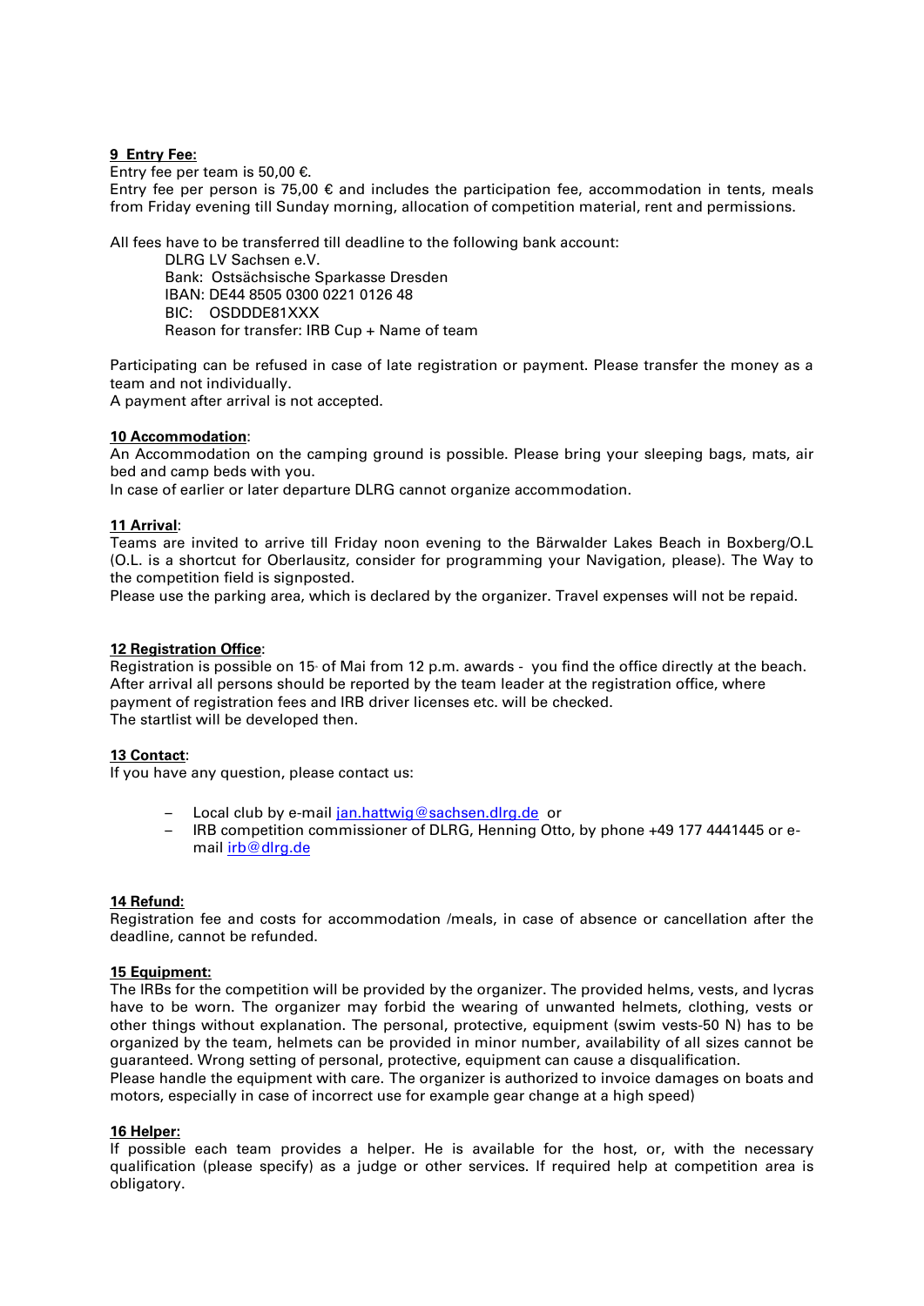**9 Entry Fee:**

Entry fee per team is 50,00 €.

Entry fee per person is 75,00 € and includes the participation fee, accommodation in tents, meals from Friday evening till Sunday morning, allocation of competition material, rent and permissions.

All fees have to be transferred till deadline to the following bank account:

DLRG LV Sachsen e.V.
Bank: Ostsächsische Sparkasse Dresden
IBAN: DE44 8505 0300 0221 0126 48
BIC: OSDDDE81XXX
Reason for transfer: IRB Cup + Name of team

Participating can be refused in case of late registration or payment. Please transfer the money as a team and not individually.
A payment after arrival is not accepted.

**10 Accommodation**:

An Accommodation on the camping ground is possible. Please bring your sleeping bags, mats, air bed and camp beds with you.
In case of earlier or later departure DLRG cannot organize accommodation.

**11 Arrival**:

Teams are invited to arrive till Friday noon evening to the Bärwalder Lakes Beach in Boxberg/O.L (O.L. is a shortcut for Oberlausitz, consider for programming your Navigation, please). The Way to the competition field is signposted.
Please use the parking area, which is declared by the organizer. Travel expenses will not be repaid.

**12 Registration Office**:

Registration is possible on 15. of Mai from 12 p.m. awards - you find the office directly at the beach.
After arrival all persons should be reported by the team leader at the registration office, where payment of registration fees and IRB driver licenses etc. will be checked.
The startlist will be developed then.

**13 Contact**:

If you have any question, please contact us:

- Local club by e-mail jan.hattwig@sachsen.dlrg.de or
- IRB competition commissioner of DLRG, Henning Otto, by phone +49 177 4441445 or e-mail irb@dlrg.de

**14 Refund:**

Registration fee and costs for accommodation /meals, in case of absence or cancellation after the deadline, cannot be refunded.

**15 Equipment:**

The IRBs for the competition will be provided by the organizer. The provided helms, vests, and lycras have to be worn. The organizer may forbid the wearing of unwanted helmets, clothing, vests or other things without explanation. The personal, protective, equipment (swim vests-50 N) has to be organized by the team, helmets can be provided in minor number, availability of all sizes cannot be guaranteed. Wrong setting of personal, protective, equipment can cause a disqualification.
Please handle the equipment with care. The organizer is authorized to invoice damages on boats and motors, especially in case of incorrect use for example gear change at a high speed)

**16 Helper:**

If possible each team provides a helper. He is available for the host, or, with the necessary qualification (please specify) as a judge or other services. If required help at competition area is obligatory.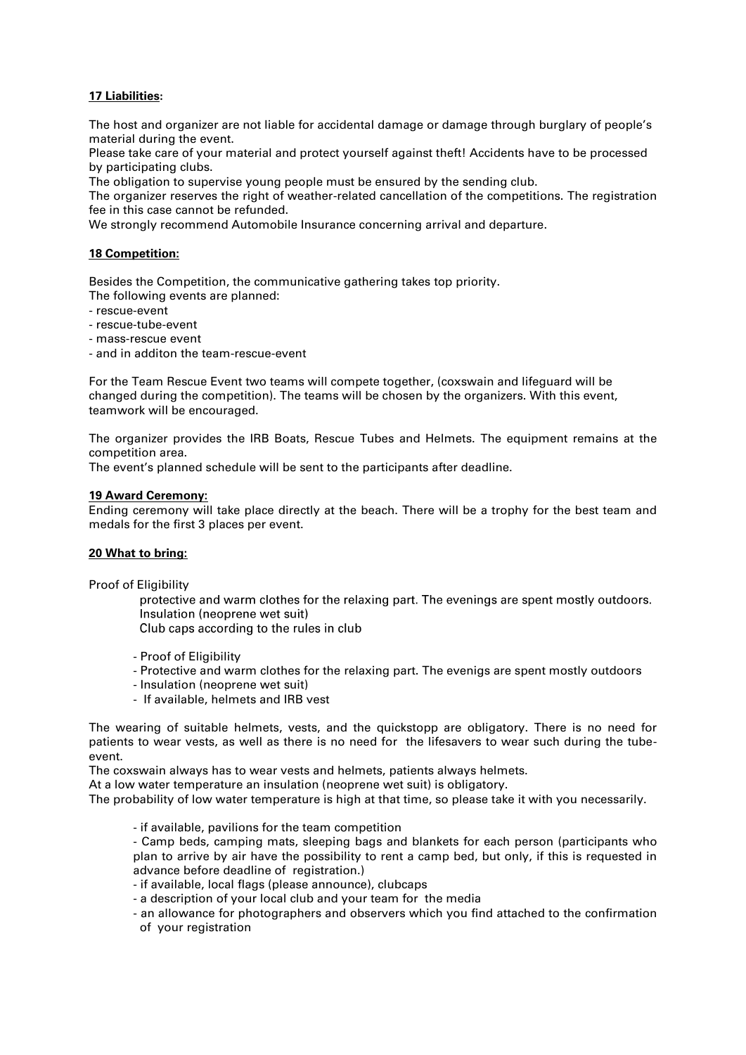**17 Liabilities:**

The host and organizer are not liable for accidental damage or damage through burglary of people's material during the event.
Please take care of your material and protect yourself against theft! Accidents have to be processed by participating clubs.
The obligation to supervise young people must be ensured by the sending club.
The organizer reserves the right of weather-related cancellation of the competitions. The registration fee in this case cannot be refunded.
We strongly recommend Automobile Insurance concerning arrival and departure.

**18 Competition:**

Besides the Competition, the communicative gathering takes top priority.
The following events are planned:
- rescue-event
- rescue-tube-event
- mass-rescue event
- and in additon the team-rescue-event

For the Team Rescue Event two teams will compete together, (coxswain and lifeguard will be changed during the competition). The teams will be chosen by the organizers. With this event, teamwork will be encouraged.

The organizer provides the IRB Boats, Rescue Tubes and Helmets. The equipment remains at the competition area.
The event's planned schedule will be sent to the participants after deadline.

**19 Award Ceremony:**
Ending ceremony will take place directly at the beach. There will be a trophy for the best team and medals for the first 3 places per event.

**20 What to bring:**

Proof of Eligibility

protective and warm clothes for the relaxing part. The evenings are spent mostly outdoors.
Insulation (neoprene wet suit)
Club caps according to the rules in club

- Proof of Eligibility
- Protective and warm clothes for the relaxing part. The evenigs are spent mostly outdoors
- Insulation (neoprene wet suit)
- If available, helmets and IRB vest

The wearing of suitable helmets, vests, and the quickstopp are obligatory. There is no need for patients to wear vests, as well as there is no need for the lifesavers to wear such during the tube-event.
The coxswain always has to wear vests and helmets, patients always helmets.
At a low water temperature an insulation (neoprene wet suit) is obligatory.
The probability of low water temperature is high at that time, so please take it with you necessarily.

- if available, pavilions for the team competition
- Camp beds, camping mats, sleeping bags and blankets for each person (participants who plan to arrive by air have the possibility to rent a camp bed, but only, if this is requested in advance before deadline of registration.)
- if available, local flags (please announce), clubcaps
- a description of your local club and your team for the media
- an allowance for photographers and observers which you find attached to the confirmation of your registration